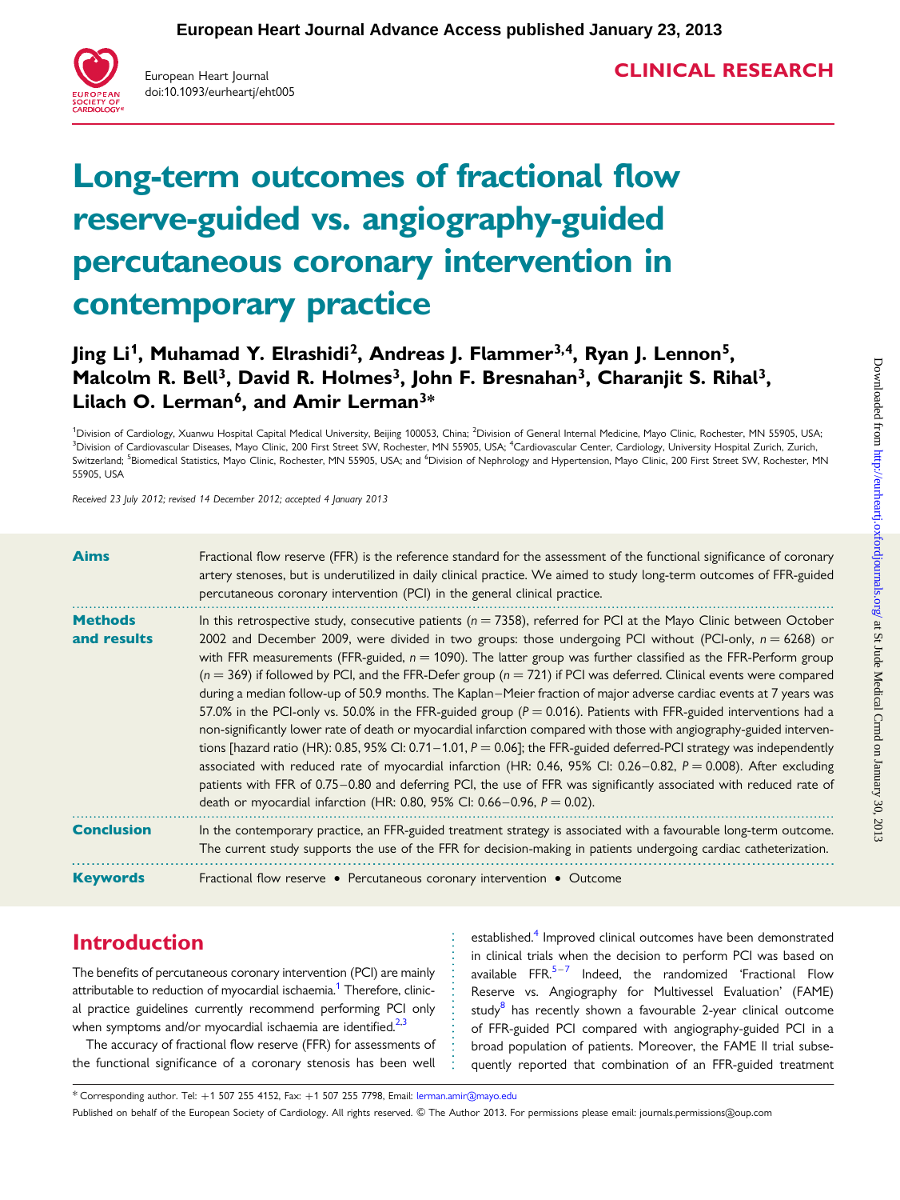# Long-term outcomes of fractional flow reserve-guided vs. angiography-guided percutaneous coronary intervention in contemporary practice

**Jing Li[1], Muhamad Y. Elrashidi[2], Andreas J. Flammer[3,4], Ryan J. Lennon[5], Malcolm R. Bell[3], David R. Holmes[3], John F. Bresnahan[3], Charanjit S. Rihal[3], Lilach O. Lerman[6], and Amir Lerman[3]***

[1]Division of Cardiology, Xuanwu Hospital Capital Medical University, Beijing 100053, China; [2]Division of General Internal Medicine, Mayo Clinic, Rochester, MN 55905, USA; [3]Division of Cardiovascular Diseases, Mayo Clinic, 200 First Street SW, Rochester, MN 55905, USA; [4]Cardiovascular Center, Cardiology, University Hospital Zurich, Zurich, Switzerland; [5]Biomedical Statistics, Mayo Clinic, Rochester, MN 55905, USA; and [6]Division of Nephrology and Hypertension, Mayo Clinic, 200 First Street SW, Rochester, MN 55905, USA

*Received 23 July 2012; revised 14 December 2012; accepted 4 January 2013*

**Aims** Fractional flow reserve (FFR) is the reference standard for the assessment of the functional significance of coronary artery stenoses, but is underutilized in daily clinical practice. We aimed to study long-term outcomes of FFR-guided percutaneous coronary intervention (PCI) in the general clinical practice.

**Methods and results** In this retrospective study, consecutive patients ($n = 7358$), referred for PCI at the Mayo Clinic between October 2002 and December 2009, were divided in two groups: those undergoing PCI without (PCI-only, $n = 6268$) or with FFR measurements (FFR-guided, $n = 1090$). The latter group was further classified as the FFR-Perform group ($n = 369$) if followed by PCI, and the FFR-Defer group ($n = 721$) if PCI was deferred. Clinical events were compared during a median follow-up of 50.9 months. The Kaplan–Meier fraction of major adverse cardiac events at 7 years was 57.0% in the PCI-only vs. 50.0% in the FFR-guided group ($P = 0.016$). Patients with FFR-guided interventions had a non-significantly lower rate of death or myocardial infarction compared with those with angiography-guided interventions [hazard ratio (HR): 0.85, 95% CI: 0.71–1.01, $P = 0.06$]; the FFR-guided deferred-PCI strategy was independently associated with reduced rate of myocardial infarction (HR: 0.46, 95% CI: 0.26–0.82, $P = 0.008$). After excluding patients with FFR of 0.75–0.80 and deferring PCI, the use of FFR was significantly associated with reduced rate of death or myocardial infarction (HR: 0.80, 95% CI: 0.66–0.96, $P = 0.02$).

**Conclusion** In the contemporary practice, an FFR-guided treatment strategy is associated with a favourable long-term outcome. The current study supports the use of the FFR for decision-making in patients undergoing cardiac catheterization.

**Keywords** Fractional flow reserve • Percutaneous coronary intervention • Outcome

## Introduction

The benefits of percutaneous coronary intervention (PCI) are mainly attributable to reduction of myocardial ischaemia.[1] Therefore, clinical practice guidelines currently recommend performing PCI only when symptoms and/or myocardial ischaemia are identified.[2,3]

The accuracy of fractional flow reserve (FFR) for assessments of the functional significance of a coronary stenosis has been well established.[4] Improved clinical outcomes have been demonstrated in clinical trials when the decision to perform PCI was based on available FFR.[5–7] Indeed, the randomized 'Fractional Flow Reserve vs. Angiography for Multivessel Evaluation' (FAME) study[8] has recently shown a favourable 2-year clinical outcome of FFR-guided PCI compared with angiography-guided PCI in a broad population of patients. Moreover, the FAME II trial subsequently reported that combination of an FFR-guided treatment

* Corresponding author. Tel: +1 507 255 4152, Fax: +1 507 255 7798, Email: lerman.amir@mayo.edu

Published on behalf of the European Society of Cardiology. All rights reserved. © The Author 2013. For permissions please email: journals.permissions@oup.com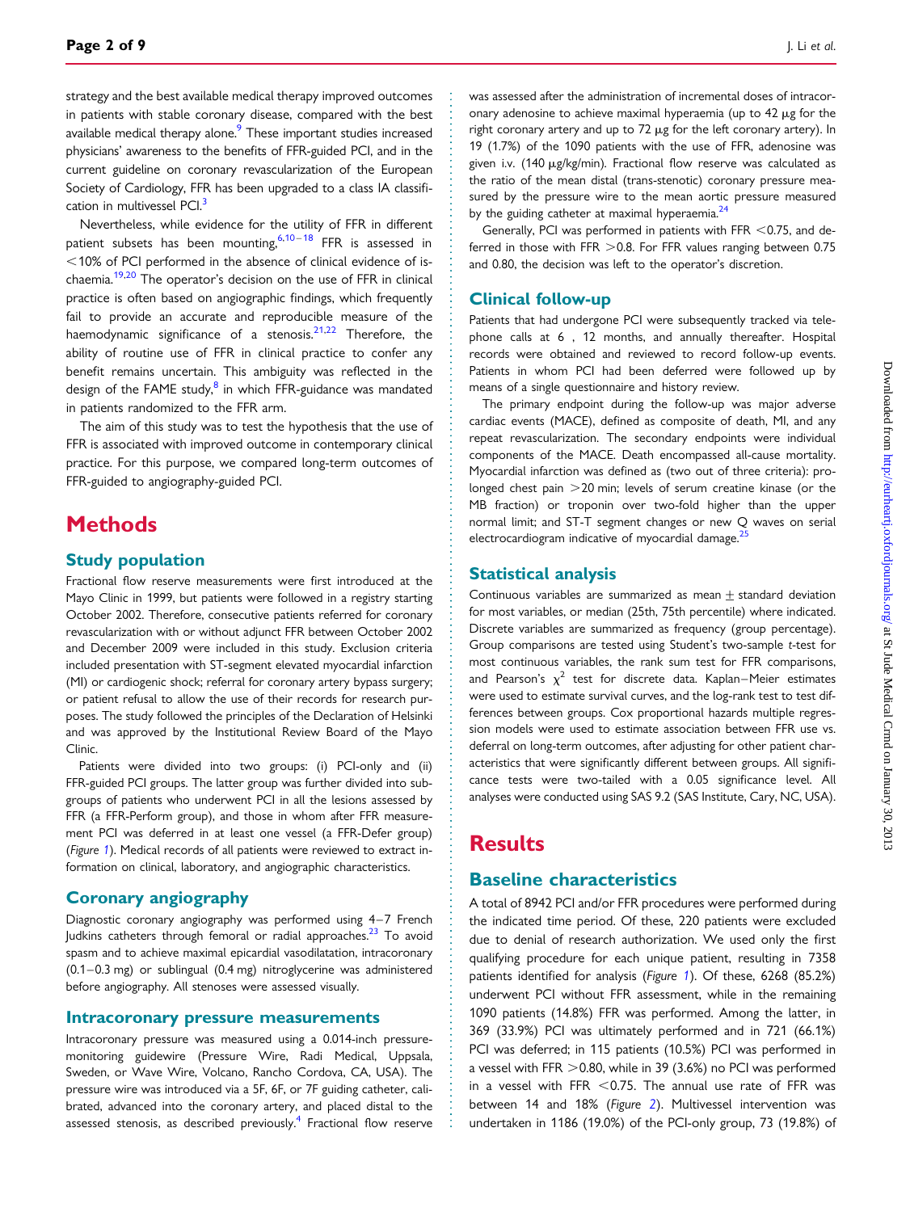strategy and the best available medical therapy improved outcomes in patients with stable coronary disease, compared with the best available medical therapy alone.[9] These important studies increased physicians' awareness to the benefits of FFR-guided PCI, and in the current guideline on coronary revascularization of the European Society of Cardiology, FFR has been upgraded to a class IA classification in multivessel PCI.[3]

Nevertheless, while evidence for the utility of FFR in different patient subsets has been mounting,[6,10–18] FFR is assessed in <10% of PCI performed in the absence of clinical evidence of ischaemia.[19,20] The operator's decision on the use of FFR in clinical practice is often based on angiographic findings, which frequently fail to provide an accurate and reproducible measure of the haemodynamic significance of a stenosis.[21,22] Therefore, the ability of routine use of FFR in clinical practice to confer any benefit remains uncertain. This ambiguity was reflected in the design of the FAME study,[8] in which FFR-guidance was mandated in patients randomized to the FFR arm.

The aim of this study was to test the hypothesis that the use of FFR is associated with improved outcome in contemporary clinical practice. For this purpose, we compared long-term outcomes of FFR-guided to angiography-guided PCI.

# Methods

## Study population

Fractional flow reserve measurements were first introduced at the Mayo Clinic in 1999, but patients were followed in a registry starting October 2002. Therefore, consecutive patients referred for coronary revascularization with or without adjunct FFR between October 2002 and December 2009 were included in this study. Exclusion criteria included presentation with ST-segment elevated myocardial infarction (MI) or cardiogenic shock; referral for coronary artery bypass surgery; or patient refusal to allow the use of their records for research purposes. The study followed the principles of the Declaration of Helsinki and was approved by the Institutional Review Board of the Mayo Clinic.

Patients were divided into two groups: (i) PCI-only and (ii) FFR-guided PCI groups. The latter group was further divided into subgroups of patients who underwent PCI in all the lesions assessed by FFR (a FFR-Perform group), and those in whom after FFR measurement PCI was deferred in at least one vessel (a FFR-Defer group) (*Figure 1*). Medical records of all patients were reviewed to extract information on clinical, laboratory, and angiographic characteristics.

## Coronary angiography

Diagnostic coronary angiography was performed using 4–7 French Judkins catheters through femoral or radial approaches.[23] To avoid spasm and to achieve maximal epicardial vasodilatation, intracoronary (0.1–0.3 mg) or sublingual (0.4 mg) nitroglycerine was administered before angiography. All stenoses were assessed visually.

## Intracoronary pressure measurements

Intracoronary pressure was measured using a 0.014-inch pressure-monitoring guidewire (Pressure Wire, Radi Medical, Uppsala, Sweden, or Wave Wire, Volcano, Rancho Cordova, CA, USA). The pressure wire was introduced via a 5F, 6F, or 7F guiding catheter, calibrated, advanced into the coronary artery, and placed distal to the assessed stenosis, as described previously.[4] Fractional flow reserve was assessed after the administration of incremental doses of intracoronary adenosine to achieve maximal hyperaemia (up to 42 μg for the right coronary artery and up to 72 μg for the left coronary artery). In 19 (1.7%) of the 1090 patients with the use of FFR, adenosine was given i.v. (140 μg/kg/min). Fractional flow reserve was calculated as the ratio of the mean distal (trans-stenotic) coronary pressure measured by the pressure wire to the mean aortic pressure measured by the guiding catheter at maximal hyperaemia.[24]

Generally, PCI was performed in patients with FFR <0.75, and deferred in those with FFR >0.8. For FFR values ranging between 0.75 and 0.80, the decision was left to the operator's discretion.

## Clinical follow-up

Patients that had undergone PCI were subsequently tracked via telephone calls at 6 , 12 months, and annually thereafter. Hospital records were obtained and reviewed to record follow-up events. Patients in whom PCI had been deferred were followed up by means of a single questionnaire and history review.

The primary endpoint during the follow-up was major adverse cardiac events (MACE), defined as composite of death, MI, and any repeat revascularization. The secondary endpoints were individual components of the MACE. Death encompassed all-cause mortality. Myocardial infarction was defined as (two out of three criteria): prolonged chest pain >20 min; levels of serum creatine kinase (or the MB fraction) or troponin over two-fold higher than the upper normal limit; and ST-T segment changes or new Q waves on serial electrocardiogram indicative of myocardial damage.[25]

## Statistical analysis

Continuous variables are summarized as mean ± standard deviation for most variables, or median (25th, 75th percentile) where indicated. Discrete variables are summarized as frequency (group percentage). Group comparisons are tested using Student's two-sample *t*-test for most continuous variables, the rank sum test for FFR comparisons, and Pearson's $\chi^2$ test for discrete data. Kaplan–Meier estimates were used to estimate survival curves, and the log-rank test to test differences between groups. Cox proportional hazards multiple regression models were used to estimate association between FFR use vs. deferral on long-term outcomes, after adjusting for other patient characteristics that were significantly different between groups. All significance tests were two-tailed with a 0.05 significance level. All analyses were conducted using SAS 9.2 (SAS Institute, Cary, NC, USA).

# Results

## Baseline characteristics

A total of 8942 PCI and/or FFR procedures were performed during the indicated time period. Of these, 220 patients were excluded due to denial of research authorization. We used only the first qualifying procedure for each unique patient, resulting in 7358 patients identified for analysis (*Figure 1*). Of these, 6268 (85.2%) underwent PCI without FFR assessment, while in the remaining 1090 patients (14.8%) FFR was performed. Among the latter, in 369 (33.9%) PCI was ultimately performed and in 721 (66.1%) PCI was deferred; in 115 patients (10.5%) PCI was performed in a vessel with FFR >0.80, while in 39 (3.6%) no PCI was performed in a vessel with FFR <0.75. The annual use rate of FFR was between 14 and 18% (*Figure 2*). Multivessel intervention was undertaken in 1186 (19.0%) of the PCI-only group, 73 (19.8%) of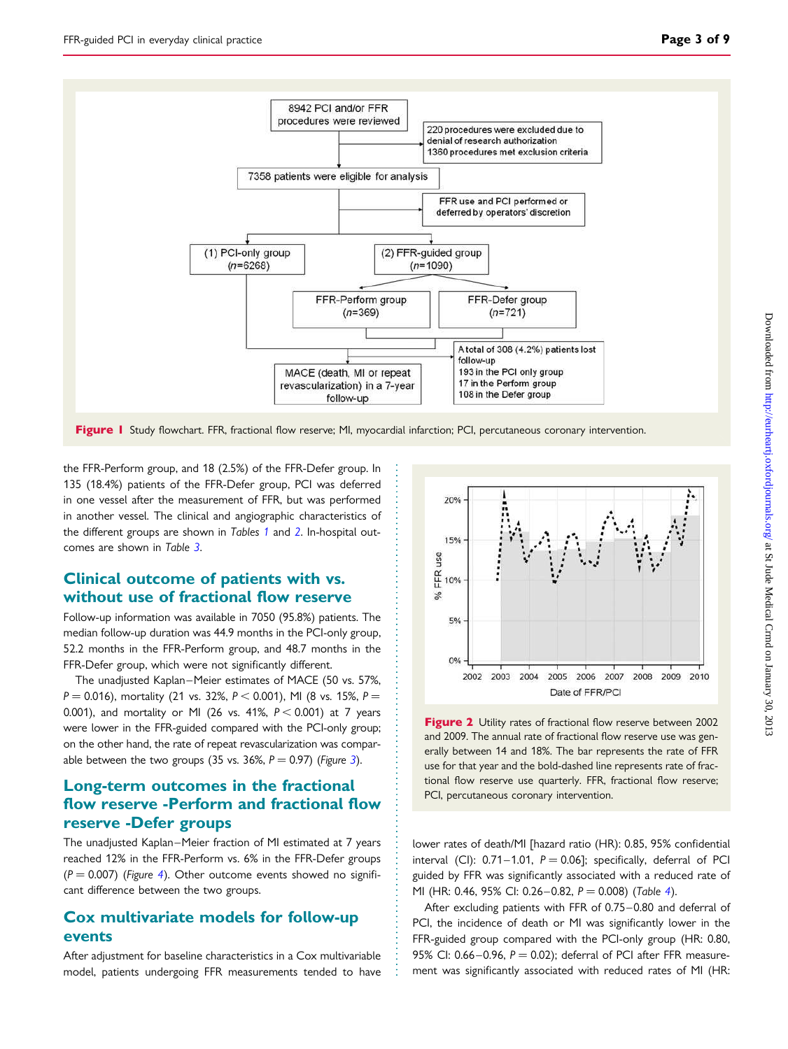Figure 1 Study flowchart. FFR, fractional flow reserve; MI, myocardial infarction; PCI, percutaneous coronary intervention.

the FFR-Perform group, and 18 (2.5%) of the FFR-Defer group. In 135 (18.4%) patients of the FFR-Defer group, PCI was deferred in one vessel after the measurement of FFR, but was performed in another vessel. The clinical and angiographic characteristics of the different groups are shown in *Tables 1* and *2*. In-hospital outcomes are shown in *Table 3*.

## Clinical outcome of patients with vs. without use of fractional flow reserve

Follow-up information was available in 7050 (95.8%) patients. The median follow-up duration was 44.9 months in the PCI-only group, 52.2 months in the FFR-Perform group, and 48.7 months in the FFR-Defer group, which were not significantly different.

The unadjusted Kaplan–Meier estimates of MACE (50 vs. 57%, $P = 0.016$), mortality (21 vs. 32%, $P < 0.001$), MI (8 vs. 15%, $P = 0.001$), and mortality or MI (26 vs. 41%, $P < 0.001$) at 7 years were lower in the FFR-guided compared with the PCI-only group; on the other hand, the rate of repeat revascularization was comparable between the two groups (35 vs. 36%, $P = 0.97$) (*Figure 3*).

## Long-term outcomes in the fractional flow reserve -Perform and fractional flow reserve -Defer groups

The unadjusted Kaplan–Meier fraction of MI estimated at 7 years reached 12% in the FFR-Perform vs. 6% in the FFR-Defer groups ($P = 0.007$) (*Figure 4*). Other outcome events showed no significant difference between the two groups.

## Cox multivariate models for follow-up events

After adjustment for baseline characteristics in a Cox multivariable model, patients undergoing FFR measurements tended to have lower rates of death/MI [hazard ratio (HR): 0.85, 95% confidential interval (CI): 0.71–1.01, $P = 0.06$]; specifically, deferral of PCI guided by FFR was significantly associated with a reduced rate of MI (HR: 0.46, 95% CI: 0.26–0.82, $P = 0.008$) (*Table 4*).

After excluding patients with FFR of 0.75–0.80 and deferral of PCI, the incidence of death or MI was significantly lower in the FFR-guided group compared with the PCI-only group (HR: 0.80, 95% CI: 0.66–0.96, $P = 0.02$); deferral of PCI after FFR measurement was significantly associated with reduced rates of MI (HR:

Figure 2 Utility rates of fractional flow reserve between 2002 and 2009. The annual rate of fractional flow reserve use was generally between 14 and 18%. The bar represents the rate of FFR use for that year and the bold-dashed line represents rate of fractional flow reserve use quarterly. FFR, fractional flow reserve; PCI, percutaneous coronary intervention.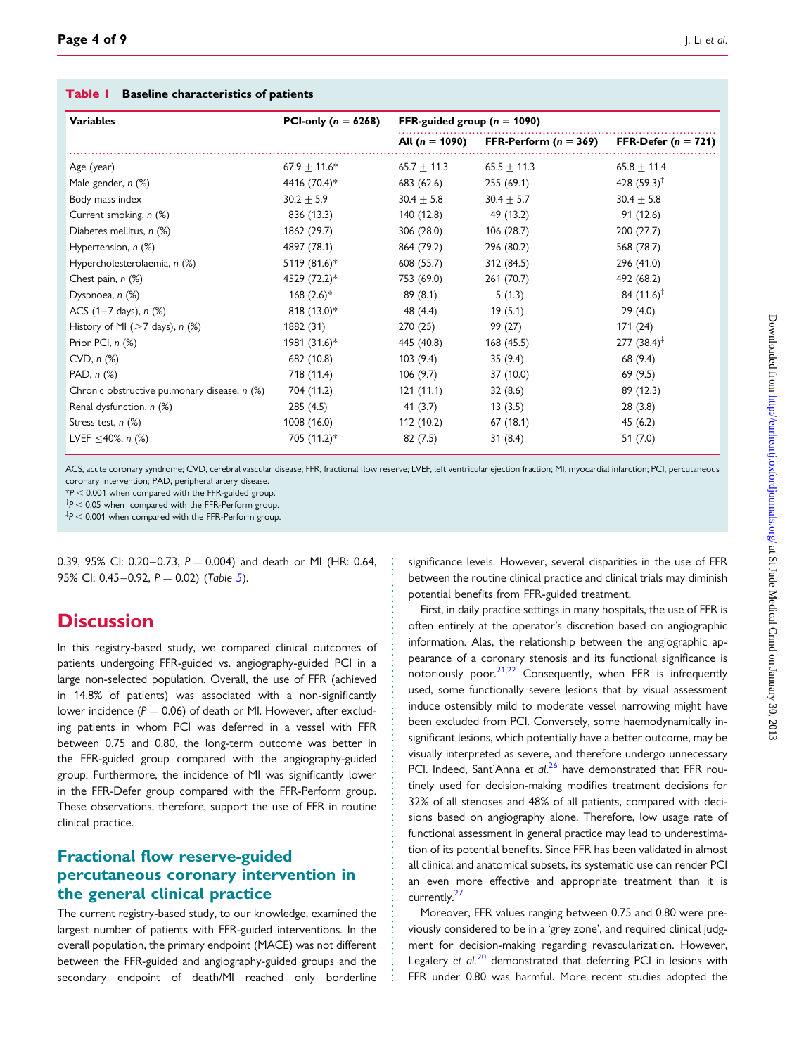**Table 1 Baseline characteristics of patients**

| Variables | PCI-only ($n$ = 6268) | FFR-guided group ($n$ = 1090) | | |
|---|---|---|---|---|
| | | All ($n$ = 1090) | FFR-Perform ($n$ = 369) | FFR-Defer ($n$ = 721) |
| Age (year) | 67.9 ± 11.6* | 65.7 ± 11.3 | 65.5 ± 11.3 | 65.8 ± 11.4 |
| Male gender, $n$ (%) | 4416 (70.4)* | 683 (62.6) | 255 (69.1) | 428 (59.3)‡ |
| Body mass index | 30.2 ± 5.9 | 30.4 ± 5.8 | 30.4 ± 5.7 | 30.4 ± 5.8 |
| Current smoking, $n$ (%) | 836 (13.3) | 140 (12.8) | 49 (13.2) | 91 (12.6) |
| Diabetes mellitus, $n$ (%) | 1862 (29.7) | 306 (28.0) | 106 (28.7) | 200 (27.7) |
| Hypertension, $n$ (%) | 4897 (78.1) | 864 (79.2) | 296 (80.2) | 568 (78.7) |
| Hypercholesterolaemia, $n$ (%) | 5119 (81.6)* | 608 (55.7) | 312 (84.5) | 296 (41.0) |
| Chest pain, $n$ (%) | 4529 (72.2)* | 753 (69.0) | 261 (70.7) | 492 (68.2) |
| Dyspnoea, $n$ (%) | 168 (2.6)* | 89 (8.1) | 5 (1.3) | 84 (11.6)† |
| ACS (1–7 days), $n$ (%) | 818 (13.0)* | 48 (4.4) | 19 (5.1) | 29 (4.0) |
| History of MI (>7 days), $n$ (%) | 1882 (31) | 270 (25) | 99 (27) | 171 (24) |
| Prior PCI, $n$ (%) | 1981 (31.6)* | 445 (40.8) | 168 (45.5) | 277 (38.4)‡ |
| CVD, $n$ (%) | 682 (10.8) | 103 (9.4) | 35 (9.4) | 68 (9.4) |
| PAD, $n$ (%) | 718 (11.4) | 106 (9.7) | 37 (10.0) | 69 (9.5) |
| Chronic obstructive pulmonary disease, $n$ (%) | 704 (11.2) | 121 (11.1) | 32 (8.6) | 89 (12.3) |
| Renal dysfunction, $n$ (%) | 285 (4.5) | 41 (3.7) | 13 (3.5) | 28 (3.8) |
| Stress test, $n$ (%) | 1008 (16.0) | 112 (10.2) | 67 (18.1) | 45 (6.2) |
| LVEF ≤40%, $n$ (%) | 705 (11.2)* | 82 (7.5) | 31 (8.4) | 51 (7.0) |

ACS, acute coronary syndrome; CVD, cerebral vascular disease; FFR, fractional flow reserve; LVEF, left ventricular ejection fraction; MI, myocardial infarction; PCI, percutaneous coronary intervention; PAD, peripheral artery disease.
*$P < 0.001$ when compared with the FFR-guided group.
†$P < 0.05$ when compared with the FFR-Perform group.
‡$P < 0.001$ when compared with the FFR-Perform group.

0.39, 95% CI: 0.20–0.73, $P = 0.004$) and death or MI (HR: 0.64, 95% CI: 0.45–0.92, $P = 0.02$) (Table 5).

# Discussion

In this registry-based study, we compared clinical outcomes of patients undergoing FFR-guided vs. angiography-guided PCI in a large non-selected population. Overall, the use of FFR (achieved in 14.8% of patients) was associated with a non-significantly lower incidence ($P = 0.06$) of death or MI. However, after excluding patients in whom PCI was deferred in a vessel with FFR between 0.75 and 0.80, the long-term outcome was better in the FFR-guided group compared with the angiography-guided group. Furthermore, the incidence of MI was significantly lower in the FFR-Defer group compared with the FFR-Perform group. These observations, therefore, support the use of FFR in routine clinical practice.

## Fractional flow reserve-guided percutaneous coronary intervention in the general clinical practice

The current registry-based study, to our knowledge, examined the largest number of patients with FFR-guided interventions. In the overall population, the primary endpoint (MACE) was not different between the FFR-guided and angiography-guided groups and the secondary endpoint of death/MI reached only borderline significance levels. However, several disparities in the use of FFR between the routine clinical practice and clinical trials may diminish potential benefits from FFR-guided treatment.

First, in daily practice settings in many hospitals, the use of FFR is often entirely at the operator's discretion based on angiographic information. Alas, the relationship between the angiographic appearance of a coronary stenosis and its functional significance is notoriously poor.[21,22] Consequently, when FFR is infrequently used, some functionally severe lesions that by visual assessment induce ostensibly mild to moderate vessel narrowing might have been excluded from PCI. Conversely, some haemodynamically insignificant lesions, which potentially have a better outcome, may be visually interpreted as severe, and therefore undergo unnecessary PCI. Indeed, Sant'Anna *et al.*[26] have demonstrated that FFR routinely used for decision-making modifies treatment decisions for 32% of all stenoses and 48% of all patients, compared with decisions based on angiography alone. Therefore, low usage rate of functional assessment in general practice may lead to underestimation of its potential benefits. Since FFR has been validated in almost all clinical and anatomical subsets, its systematic use can render PCI an even more effective and appropriate treatment than it is currently.[27]

Moreover, FFR values ranging between 0.75 and 0.80 were previously considered to be in a 'grey zone', and required clinical judgment for decision-making regarding revascularization. However, Legalery *et al.*[20] demonstrated that deferring PCI in lesions with FFR under 0.80 was harmful. More recent studies adopted the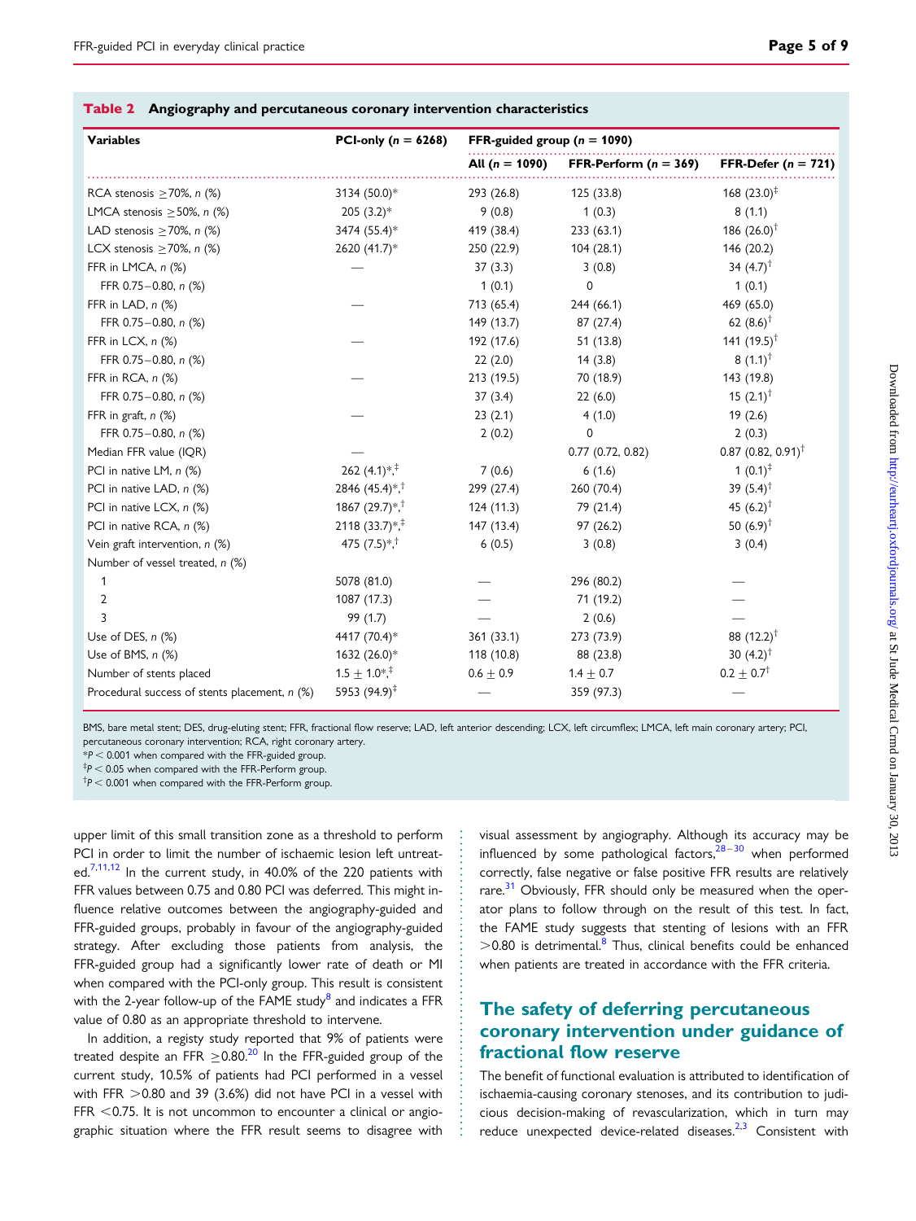**Table 2 Angiography and percutaneous coronary intervention characteristics**

| Variables | PCI-only ($n$ = 6268) | FFR-guided group ($n$ = 1090) | | |
|---|---|---|---|---|
| | | All ($n$ = 1090) | FFR-Perform ($n$ = 369) | FFR-Defer ($n$ = 721) |
| RCA stenosis ≥70%, $n$ (%) | 3134 (50.0)* | 293 (26.8) | 125 (33.8) | 168 (23.0)‡ |
| LMCA stenosis ≥50%, $n$ (%) | 205 (3.2)* | 9 (0.8) | 1 (0.3) | 8 (1.1) |
| LAD stenosis ≥70%, $n$ (%) | 3474 (55.4)* | 419 (38.4) | 233 (63.1) | 186 (26.0)† |
| LCX stenosis ≥70%, $n$ (%) | 2620 (41.7)* | 250 (22.9) | 104 (28.1) | 146 (20.2) |
| FFR in LMCA, $n$ (%) | — | 37 (3.3) | 3 (0.8) | 34 (4.7)† |
| FFR 0.75–0.80, $n$ (%) | | 1 (0.1) | 0 | 1 (0.1) |
| FFR in LAD, $n$ (%) | — | 713 (65.4) | 244 (66.1) | 469 (65.0) |
| FFR 0.75–0.80, $n$ (%) | | 149 (13.7) | 87 (27.4) | 62 (8.6)† |
| FFR in LCX, $n$ (%) | — | 192 (17.6) | 51 (13.8) | 141 (19.5)† |
| FFR 0.75–0.80, $n$ (%) | | 22 (2.0) | 14 (3.8) | 8 (1.1)† |
| FFR in RCA, $n$ (%) | — | 213 (19.5) | 70 (18.9) | 143 (19.8) |
| FFR 0.75–0.80, $n$ (%) | | 37 (3.4) | 22 (6.0) | 15 (2.1)† |
| FFR in graft, $n$ (%) | — | 23 (2.1) | 4 (1.0) | 19 (2.6) |
| FFR 0.75–0.80, $n$ (%) | | 2 (0.2) | 0 | 2 (0.3) |
| Median FFR value (IQR) | — | | 0.77 (0.72, 0.82) | 0.87 (0.82, 0.91)† |
| PCI in native LM, $n$ (%) | 262 (4.1)*,‡ | 7 (0.6) | 6 (1.6) | 1 (0.1)‡ |
| PCI in native LAD, $n$ (%) | 2846 (45.4)*,† | 299 (27.4) | 260 (70.4) | 39 (5.4)† |
| PCI in native LCX, $n$ (%) | 1867 (29.7)*,† | 124 (11.3) | 79 (21.4) | 45 (6.2)† |
| PCI in native RCA, $n$ (%) | 2118 (33.7)*,‡ | 147 (13.4) | 97 (26.2) | 50 (6.9)† |
| Vein graft intervention, $n$ (%) | 475 (7.5)*,† | 6 (0.5) | 3 (0.8) | 3 (0.4) |
| Number of vessel treated, $n$ (%) | | | | |
| 1 | 5078 (81.0) | — | 296 (80.2) | — |
| 2 | 1087 (17.3) | — | 71 (19.2) | — |
| 3 | 99 (1.7) | — | 2 (0.6) | — |
| Use of DES, $n$ (%) | 4417 (70.4)* | 361 (33.1) | 273 (73.9) | 88 (12.2)† |
| Use of BMS, $n$ (%) | 1632 (26.0)* | 118 (10.8) | 88 (23.8) | 30 (4.2)† |
| Number of stents placed | 1.5 ± 1.0*,‡ | 0.6 ± 0.9 | 1.4 ± 0.7 | 0.2 ± 0.7† |
| Procedural success of stents placement, $n$ (%) | 5953 (94.9)‡ | — | 359 (97.3) | — |

BMS, bare metal stent; DES, drug-eluting stent; FFR, fractional flow reserve; LAD, left anterior descending; LCX, left circumflex; LMCA, left main coronary artery; PCI, percutaneous coronary intervention; RCA, right coronary artery.
*$P < 0.001$ when compared with the FFR-guided group.
‡$P < 0.05$ when compared with the FFR-Perform group.
†$P < 0.001$ when compared with the FFR-Perform group.

upper limit of this small transition zone as a threshold to perform PCI in order to limit the number of ischaemic lesion left untreated.[7,11,12] In the current study, in 40.0% of the 220 patients with FFR values between 0.75 and 0.80 PCI was deferred. This might influence relative outcomes between the angiography-guided and FFR-guided groups, probably in favour of the angiography-guided strategy. After excluding those patients from analysis, the FFR-guided group had a significantly lower rate of death or MI when compared with the PCI-only group. This result is consistent with the 2-year follow-up of the FAME study[8] and indicates a FFR value of 0.80 as an appropriate threshold to intervene.

In addition, a registy study reported that 9% of patients were treated despite an FFR ≥0.80.[20] In the FFR-guided group of the current study, 10.5% of patients had PCI performed in a vessel with FFR >0.80 and 39 (3.6%) did not have PCI in a vessel with FFR <0.75. It is not uncommon to encounter a clinical or angiographic situation where the FFR result seems to disagree with visual assessment by angiography. Although its accuracy may be influenced by some pathological factors,[28–30] when performed correctly, false negative or false positive FFR results are relatively rare.[31] Obviously, FFR should only be measured when the operator plans to follow through on the result of this test. In fact, the FAME study suggests that stenting of lesions with an FFR >0.80 is detrimental.[8] Thus, clinical benefits could be enhanced when patients are treated in accordance with the FFR criteria.

## The safety of deferring percutaneous coronary intervention under guidance of fractional flow reserve

The benefit of functional evaluation is attributed to identification of ischaemia-causing coronary stenoses, and its contribution to judicious decision-making of revascularization, which in turn may reduce unexpected device-related diseases.[2,3] Consistent with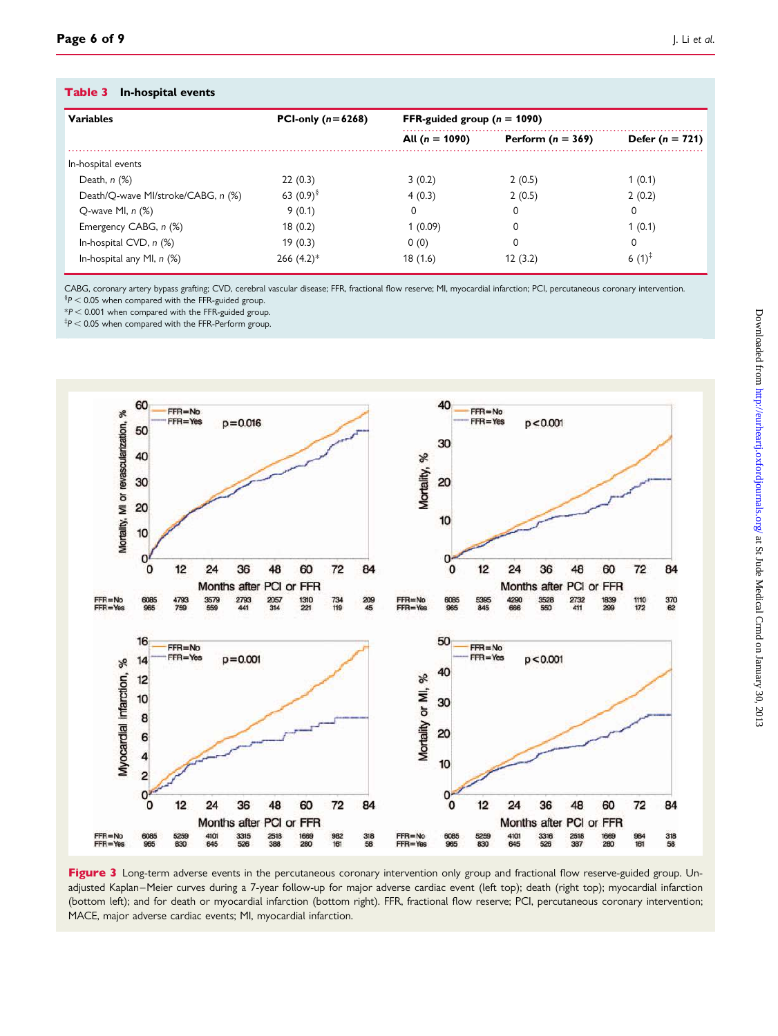**Table 3** In-hospital events

| Variables | PCI-only (n = 6268) | FFR-guided group (n = 1090) | | |
|---|---|---|---|---|
| | | All (n = 1090) | Perform (n = 369) | Defer (n = 721) |
| In-hospital events | | | | |
| Death, n (%) | 22 (0.3) | 3 (0.2) | 2 (0.5) | 1 (0.1) |
| Death/Q-wave MI/stroke/CABG, n (%) | 63 (0.9)[§] | 4 (0.3) | 2 (0.5) | 2 (0.2) |
| Q-wave MI, n (%) | 9 (0.1) | 0 | 0 | 0 |
| Emergency CABG, n (%) | 18 (0.2) | 1 (0.09) | 0 | 1 (0.1) |
| In-hospital CVD, n (%) | 19 (0.3) | 0 (0) | 0 | 0 |
| In-hospital any MI, n (%) | 266 (4.2)* | 18 (1.6) | 12 (3.2) | 6 (1)[‡] |

CABG, coronary artery bypass grafting; CVD, cerebral vascular disease; FFR, fractional flow reserve; MI, myocardial infarction; PCI, percutaneous coronary intervention.
[§] $P < 0.05$ when compared with the FFR-guided group.
* $P < 0.001$ when compared with the FFR-guided group.
[‡] $P < 0.05$ when compared with the FFR-Perform group.

**Figure 3** Long-term adverse events in the percutaneous coronary intervention only group and fractional flow reserve-guided group. Unadjusted Kaplan–Meier curves during a 7-year follow-up for major adverse cardiac event (left top); death (right top); myocardial infarction (bottom left); and for death or myocardial infarction (bottom right). FFR, fractional flow reserve; PCI, percutaneous coronary intervention; MACE, major adverse cardiac events; MI, myocardial infarction.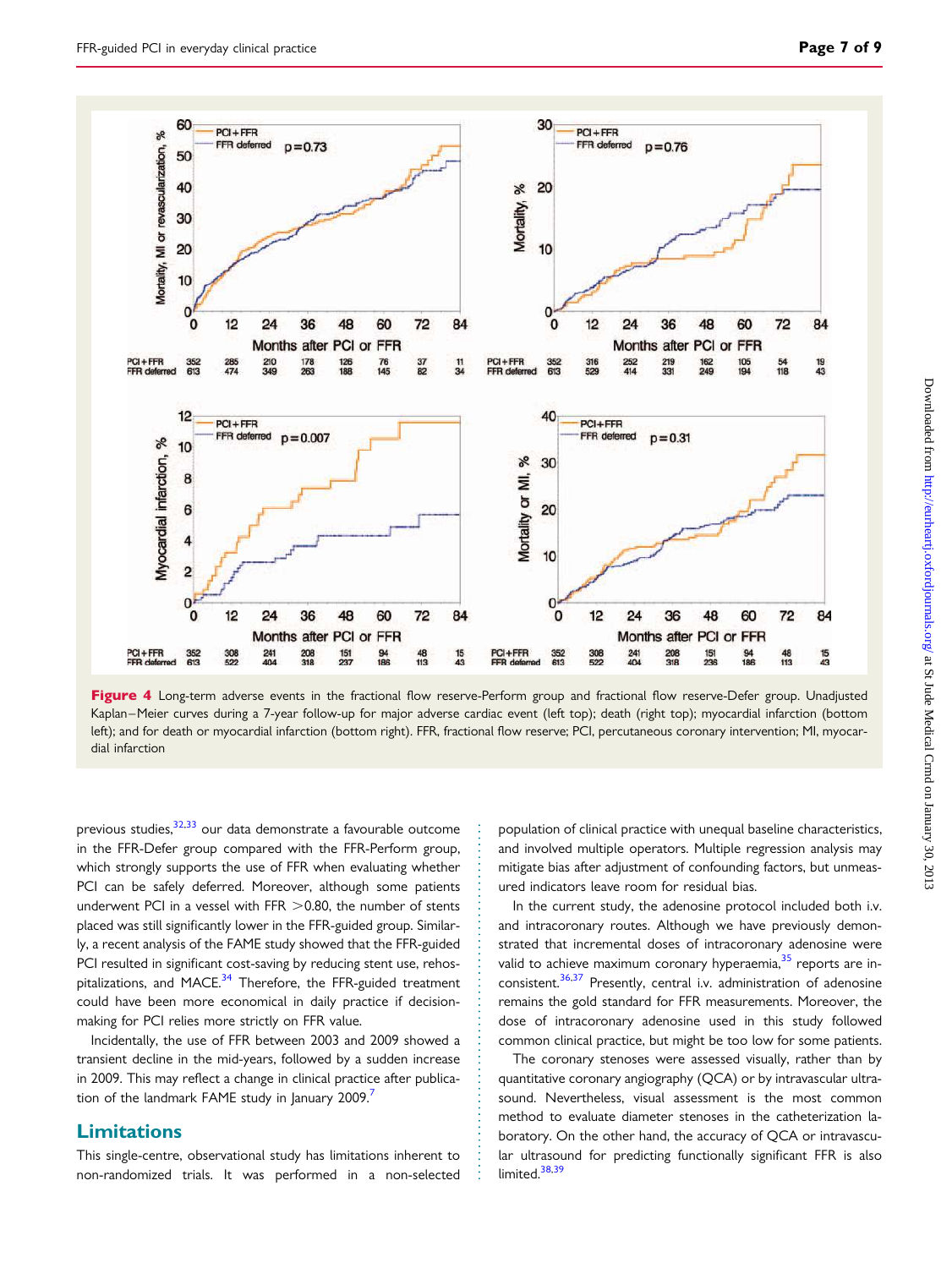**Figure 4** Long-term adverse events in the fractional flow reserve-Perform group and fractional flow reserve-Defer group. Unadjusted Kaplan–Meier curves during a 7-year follow-up for major adverse cardiac event (left top); death (right top); myocardial infarction (bottom left); and for death or myocardial infarction (bottom right). FFR, fractional flow reserve; PCI, percutaneous coronary intervention; MI, myocardial infarction

previous studies,[32,33] our data demonstrate a favourable outcome in the FFR-Defer group compared with the FFR-Perform group, which strongly supports the use of FFR when evaluating whether PCI can be safely deferred. Moreover, although some patients underwent PCI in a vessel with FFR >0.80, the number of stents placed was still significantly lower in the FFR-guided group. Similarly, a recent analysis of the FAME study showed that the FFR-guided PCI resulted in significant cost-saving by reducing stent use, rehospitalizations, and MACE.[34] Therefore, the FFR-guided treatment could have been more economical in daily practice if decision-making for PCI relies more strictly on FFR value.

Incidentally, the use of FFR between 2003 and 2009 showed a transient decline in the mid-years, followed by a sudden increase in 2009. This may reflect a change in clinical practice after publication of the landmark FAME study in January 2009.[7]

## Limitations

This single-centre, observational study has limitations inherent to non-randomized trials. It was performed in a non-selected population of clinical practice with unequal baseline characteristics, and involved multiple operators. Multiple regression analysis may mitigate bias after adjustment of confounding factors, but unmeasured indicators leave room for residual bias.

In the current study, the adenosine protocol included both i.v. and intracoronary routes. Although we have previously demonstrated that incremental doses of intracoronary adenosine were valid to achieve maximum coronary hyperaemia,[35] reports are inconsistent.[36,37] Presently, central i.v. administration of adenosine remains the gold standard for FFR measurements. Moreover, the dose of intracoronary adenosine used in this study followed common clinical practice, but might be too low for some patients.

The coronary stenoses were assessed visually, rather than by quantitative coronary angiography (QCA) or by intravascular ultrasound. Nevertheless, visual assessment is the most common method to evaluate diameter stenoses in the catheterization laboratory. On the other hand, the accuracy of QCA or intravascular ultrasound for predicting functionally significant FFR is also limited.[38,39]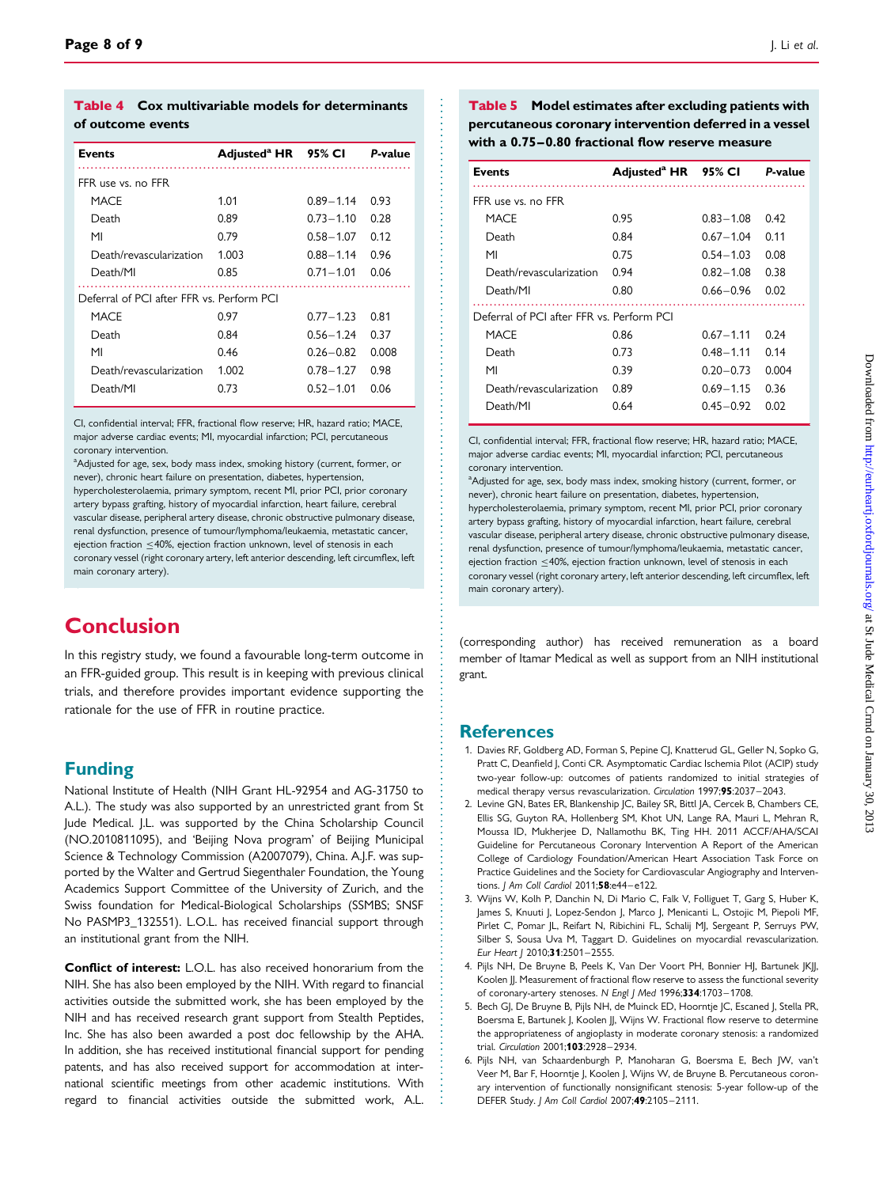**Table 4 Cox multivariable models for determinants of outcome events**

| Events | Adjusted[a] HR | 95% CI | *P*-value |
|---|---|---|---|
| FFR use vs. no FFR | | | |
| MACE | 1.01 | 0.89–1.14 | 0.93 |
| Death | 0.89 | 0.73–1.10 | 0.28 |
| MI | 0.79 | 0.58–1.07 | 0.12 |
| Death/revascularization | 1.003 | 0.88–1.14 | 0.96 |
| Death/MI | 0.85 | 0.71–1.01 | 0.06 |
| Deferral of PCI after FFR vs. Perform PCI | | | |
| MACE | 0.97 | 0.77–1.23 | 0.81 |
| Death | 0.84 | 0.56–1.24 | 0.37 |
| MI | 0.46 | 0.26–0.82 | 0.008 |
| Death/revascularization | 1.002 | 0.78–1.27 | 0.98 |
| Death/MI | 0.73 | 0.52–1.01 | 0.06 |

CI, confidential interval; FFR, fractional flow reserve; HR, hazard ratio; MACE, major adverse cardiac events; MI, myocardial infarction; PCI, percutaneous coronary intervention.
[a]Adjusted for age, sex, body mass index, smoking history (current, former, or never), chronic heart failure on presentation, diabetes, hypertension, hypercholesterolaemia, primary symptom, recent MI, prior PCI, prior coronary artery bypass grafting, history of myocardial infarction, heart failure, cerebral vascular disease, peripheral artery disease, chronic obstructive pulmonary disease, renal dysfunction, presence of tumour/lymphoma/leukaemia, metastatic cancer, ejection fraction ≤40%, ejection fraction unknown, level of stenosis in each coronary vessel (right coronary artery, left anterior descending, left circumflex, left main coronary artery).

## Conclusion

In this registry study, we found a favourable long-term outcome in an FFR-guided group. This result is in keeping with previous clinical trials, and therefore provides important evidence supporting the rationale for the use of FFR in routine practice.

## Funding

National Institute of Health (NIH Grant HL-92954 and AG-31750 to A.L.). The study was also supported by an unrestricted grant from St Jude Medical. J.L. was supported by the China Scholarship Council (NO.2010811095), and 'Beijing Nova program' of Beijing Municipal Science & Technology Commission (A2007079), China. A.J.F. was supported by the Walter and Gertrud Siegenthaler Foundation, the Young Academics Support Committee of the University of Zurich, and the Swiss foundation for Medical-Biological Scholarships (SSMBS; SNSF No PASMP3_132551). L.O.L. has received financial support through an institutional grant from the NIH.

**Conflict of interest:** L.O.L. has also received honorarium from the NIH. She has also been employed by the NIH. With regard to financial activities outside the submitted work, she has been employed by the NIH and has received research grant support from Stealth Peptides, Inc. She has also been awarded a post doc fellowship by the AHA. In addition, she has received institutional financial support for pending patents, and has also received support for accommodation at international scientific meetings from other academic institutions. With regard to financial activities outside the submitted work, A.L. (corresponding author) has received remuneration as a board member of Itamar Medical as well as support from an NIH institutional grant.

**Table 5 Model estimates after excluding patients with percutaneous coronary intervention deferred in a vessel with a 0.75–0.80 fractional flow reserve measure**

| Events | Adjusted[a] HR | 95% CI | *P*-value |
|---|---|---|---|
| FFR use vs. no FFR | | | |
| MACE | 0.95 | 0.83–1.08 | 0.42 |
| Death | 0.84 | 0.67–1.04 | 0.11 |
| MI | 0.75 | 0.54–1.03 | 0.08 |
| Death/revascularization | 0.94 | 0.82–1.08 | 0.38 |
| Death/MI | 0.80 | 0.66–0.96 | 0.02 |
| Deferral of PCI after FFR vs. Perform PCI | | | |
| MACE | 0.86 | 0.67–1.11 | 0.24 |
| Death | 0.73 | 0.48–1.11 | 0.14 |
| MI | 0.39 | 0.20–0.73 | 0.004 |
| Death/revascularization | 0.89 | 0.69–1.15 | 0.36 |
| Death/MI | 0.64 | 0.45–0.92 | 0.02 |

CI, confidential interval; FFR, fractional flow reserve; HR, hazard ratio; MACE, major adverse cardiac events; MI, myocardial infarction; PCI, percutaneous coronary intervention.
[a]Adjusted for age, sex, body mass index, smoking history (current, former, or never), chronic heart failure on presentation, diabetes, hypertension, hypercholesterolaemia, primary symptom, recent MI, prior PCI, prior coronary artery bypass grafting, history of myocardial infarction, heart failure, cerebral vascular disease, peripheral artery disease, chronic obstructive pulmonary disease, renal dysfunction, presence of tumour/lymphoma/leukaemia, metastatic cancer, ejection fraction ≤40%, ejection fraction unknown, level of stenosis in each coronary vessel (right coronary artery, left anterior descending, left circumflex, left main coronary artery).

## References

1. Davies RF, Goldberg AD, Forman S, Pepine CJ, Knatterud GL, Geller N, Sopko G, Pratt C, Deanfield J, Conti CR. Asymptomatic Cardiac Ischemia Pilot (ACIP) study two-year follow-up: outcomes of patients randomized to initial strategies of medical therapy versus revascularization. *Circulation* 1997;**95**:2037–2043.
2. Levine GN, Bates ER, Blankenship JC, Bailey SR, Bittl JA, Cercek B, Chambers CE, Ellis SG, Guyton RA, Hollenberg SM, Khot UN, Lange RA, Mauri L, Mehran R, Moussa ID, Mukherjee D, Nallamothu BK, Ting HH. 2011 ACCF/AHA/SCAI Guideline for Percutaneous Coronary Intervention A Report of the American College of Cardiology Foundation/American Heart Association Task Force on Practice Guidelines and the Society for Cardiovascular Angiography and Interventions. *J Am Coll Cardiol* 2011;**58**:e44–e122.
3. Wijns W, Kolh P, Danchin N, Di Mario C, Falk V, Folliguet T, Garg S, Huber K, James S, Knuuti J, Lopez-Sendon J, Marco J, Menicanti L, Ostojic M, Piepoli MF, Pirlet C, Pomar JL, Reifart N, Ribichini FL, Schalij MJ, Sergeant P, Serruys PW, Silber S, Sousa Uva M, Taggart D. Guidelines on myocardial revascularization. *Eur Heart J* 2010;**31**:2501–2555.
4. Pijls NH, De Bruyne B, Peels K, Van Der Voort PH, Bonnier HJ, Bartunek JKJJ, Koolen JJ. Measurement of fractional flow reserve to assess the functional severity of coronary-artery stenoses. *N Engl J Med* 1996;**334**:1703–1708.
5. Bech GJ, De Bruyne B, Pijls NH, de Muinck ED, Hoorntje JC, Escaned J, Stella PR, Boersma E, Bartunek J, Koolen JJ, Wijns W. Fractional flow reserve to determine the appropriateness of angioplasty in moderate coronary stenosis: a randomized trial. *Circulation* 2001;**103**:2928–2934.
6. Pijls NH, van Schaardenburgh P, Manoharan G, Boersma E, Bech JW, van't Veer M, Bar F, Hoorntje J, Koolen J, Wijns W, de Bruyne B. Percutaneous coronary intervention of functionally nonsignificant stenosis: 5-year follow-up of the DEFER Study. *J Am Coll Cardiol* 2007;**49**:2105–2111.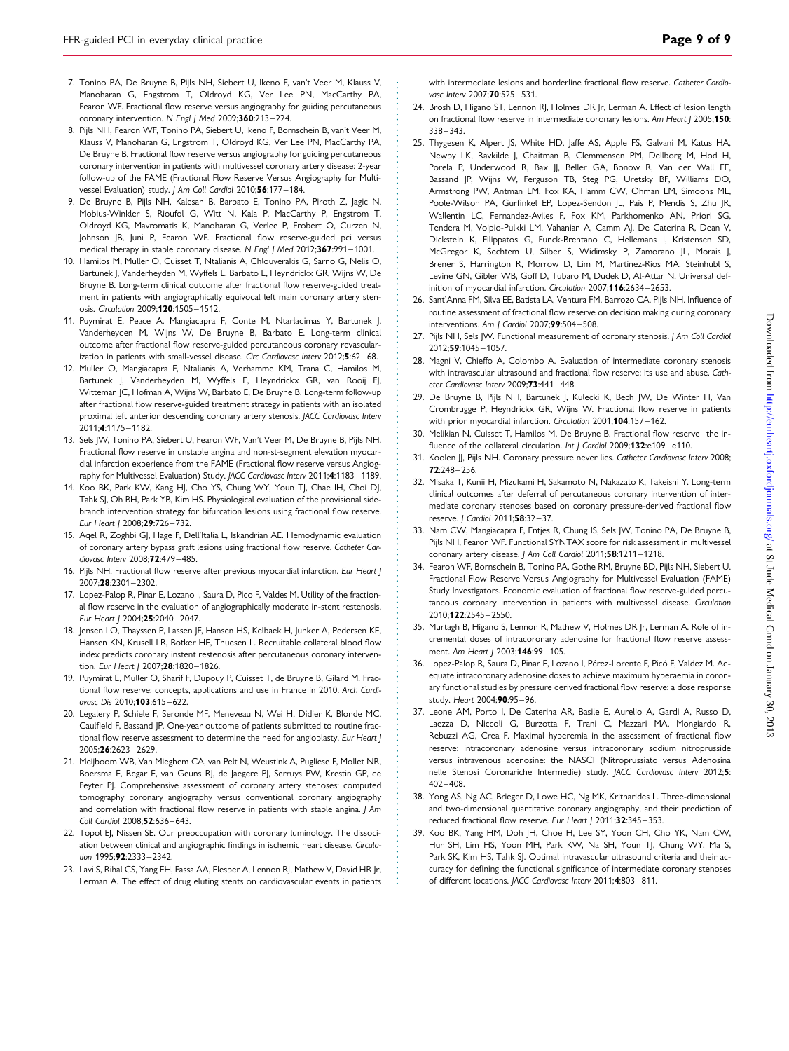7. Tonino PA, De Bruyne B, Pijls NH, Siebert U, Ikeno F, van't Veer M, Klauss V, Manoharan G, Engstrom T, Oldroyd KG, Ver Lee PN, MacCarthy PA, Fearon WF. Fractional flow reserve versus angiography for guiding percutaneous coronary intervention. *N Engl J Med* 2009;**360**:213–224.
8. Pijls NH, Fearon WF, Tonino PA, Siebert U, Ikeno F, Bornschein B, van't Veer M, Klauss V, Manoharan G, Engstrom T, Oldroyd KG, Ver Lee PN, MacCarthy PA, De Bruyne B. Fractional flow reserve versus angiography for guiding percutaneous coronary intervention in patients with multivessel coronary artery disease: 2-year follow-up of the FAME (Fractional Flow Reserve Versus Angiography for Multivessel Evaluation) study. *J Am Coll Cardiol* 2010;**56**:177–184.
9. De Bruyne B, Pijls NH, Kalesan B, Barbato E, Tonino PA, Piroth Z, Jagic N, Mobius-Winkler S, Rioufol G, Witt N, Kala P, MacCarthy P, Engstrom T, Oldroyd KG, Mavromatis K, Manoharan G, Verlee P, Frobert O, Curzen N, Johnson JB, Juni P, Fearon WF. Fractional flow reserve-guided pci versus medical therapy in stable coronary disease. *N Engl J Med* 2012;**367**:991–1001.
10. Hamilos M, Muller O, Cuisset T, Ntalianis A, Chlouverakis G, Sarno G, Nelis O, Bartunek J, Vanderheyden M, Wyffels E, Barbato E, Heyndrickx GR, Wijns W, De Bruyne B. Long-term clinical outcome after fractional flow reserve-guided treatment in patients with angiographically equivocal left main coronary artery stenosis. *Circulation* 2009;**120**:1505–1512.
11. Puymirat E, Peace A, Mangiacapra F, Conte M, Ntarladimas Y, Bartunek J, Vanderheyden M, Wijns W, De Bruyne B, Barbato E. Long-term clinical outcome after fractional flow reserve-guided percutaneous coronary revascularization in patients with small-vessel disease. *Circ Cardiovasc Interv* 2012;**5**:62–68.
12. Muller O, Mangiacapra F, Ntalianis A, Verhamme KM, Trana C, Hamilos M, Bartunek J, Vanderheyden M, Wyffels E, Heyndrickx GR, van Rooij FJ, Witteman JC, Hofman A, Wijns W, Barbato E, De Bruyne B. Long-term follow-up after fractional flow reserve-guided treatment strategy in patients with an isolated proximal left anterior descending coronary artery stenosis. *JACC Cardiovasc Interv* 2011;**4**:1175–1182.
13. Sels JW, Tonino PA, Siebert U, Fearon WF, Van't Veer M, De Bruyne B, Pijls NH. Fractional flow reserve in unstable angina and non-st-segment elevation myocardial infarction experience from the FAME (Fractional flow reserve versus Angiography for Multivessel Evaluation) study. *JACC Cardiovasc Interv* 2011;**4**:1183–1189.
14. Koo BK, Park KW, Kang HJ, Cho YS, Chung WY, Youn TJ, Chae IH, Choi DJ, Tahk SJ, Oh BH, Park YB, Kim HS. Physiological evaluation of the provisional side-branch intervention strategy for bifurcation lesions using fractional flow reserve. *Eur Heart J* 2008;**29**:726–732.
15. Aqel R, Zoghbi GJ, Hage F, Dell'Italia L, Iskandrian AE. Hemodynamic evaluation of coronary artery bypass graft lesions using fractional flow reserve. *Catheter Cardiovasc Interv* 2008;**72**:479–485.
16. Pijls NH. Fractional flow reserve after previous myocardial infarction. *Eur Heart J* 2007;**28**:2301–2302.
17. Lopez-Palop R, Pinar E, Lozano I, Saura D, Pico F, Valdes M. Utility of the fractional flow reserve in the evaluation of angiographically moderate in-stent restenosis. *Eur Heart J* 2004;**25**:2040–2047.
18. Jensen LO, Thayssen P, Lassen JF, Hansen HS, Kelbaek H, Junker A, Pedersen KE, Hansen KN, Krusell LR, Botker HE, Thuesen L. Recruitable collateral blood flow index predicts coronary instent restenosis after percutaneous coronary intervention. *Eur Heart J* 2007;**28**:1820–1826.
19. Puymirat E, Muller O, Sharif F, Dupouy P, Cuisset T, de Bruyne B, Gilard M. Fractional flow reserve: concepts, applications and use in France in 2010. *Arch Cardiovasc Dis* 2010;**103**:615–622.
20. Legalery P, Schiele F, Seronde MF, Meneveau N, Wei H, Didier K, Blonde MC, Caulfield F, Bassand JP. One-year outcome of patients submitted to routine fractional flow reserve assessment to determine the need for angioplasty. *Eur Heart J* 2005;**26**:2623–2629.
21. Meijboom WB, Van Mieghem CA, van Pelt N, Weustink A, Pugliese F, Mollet NR, Boersma E, Regar E, van Geuns RJ, de Jaegere PJ, Serruys PW, Krestin GP, de Feyter PJ. Comprehensive assessment of coronary artery stenoses: computed tomography coronary angiography versus conventional coronary angiography and correlation with fractional flow reserve in patients with stable angina. *J Am Coll Cardiol* 2008;**52**:636–643.
22. Topol EJ, Nissen SE. Our preoccupation with coronary luminology. The dissociation between clinical and angiographic findings in ischemic heart disease. *Circulation* 1995;**92**:2333–2342.
23. Lavi S, Rihal CS, Yang EH, Fassa AA, Elesber A, Lennon RJ, Mathew V, David HR Jr, Lerman A. The effect of drug eluting stents on cardiovascular events in patients with intermediate lesions and borderline fractional flow reserve. *Catheter Cardiovasc Interv* 2007;**70**:525–531.
24. Brosh D, Higano ST, Lennon RJ, Holmes DR Jr, Lerman A. Effect of lesion length on fractional flow reserve in intermediate coronary lesions. *Am Heart J* 2005;**150**:338–343.
25. Thygesen K, Alpert JS, White HD, Jaffe AS, Apple FS, Galvani M, Katus HA, Newby LK, Ravkilde J, Chaitman B, Clemmensen PM, Dellborg M, Hod H, Porela P, Underwood R, Bax JJ, Beller GA, Bonow R, Van der Wall EE, Bassand JP, Wijns W, Ferguson TB, Steg PG, Uretsky BF, Williams DO, Armstrong PW, Antman EM, Fox KA, Hamm CW, Ohman EM, Simoons ML, Poole-Wilson PA, Gurfinkel EP, Lopez-Sendon JL, Pais P, Mendis S, Zhu JR, Wallentin LC, Fernandez-Aviles F, Fox KM, Parkhomenko AN, Priori SG, Tendera M, Voipio-Pulkki LM, Vahanian A, Camm AJ, De Caterina R, Dean V, Dickstein K, Filippatos G, Funck-Brentano C, Hellemans I, Kristensen SD, McGregor K, Sechtem U, Silber S, Widimsky P, Zamorano JL, Morais J, Brener S, Harrington R, Morrow D, Lim M, Martinez-Rios MA, Steinhubl S, Levine GN, Gibler WB, Goff D, Tubaro M, Dudek D, Al-Attar N. Universal definition of myocardial infarction. *Circulation* 2007;**116**:2634–2653.
26. Sant'Anna FM, Silva EE, Batista LA, Ventura FM, Barrozo CA, Pijls NH. Influence of routine assessment of fractional flow reserve on decision making during coronary interventions. *Am J Cardiol* 2007;**99**:504–508.
27. Pijls NH, Sels JW. Functional measurement of coronary stenosis. *J Am Coll Cardiol* 2012;**59**:1045–1057.
28. Magni V, Chieffo A, Colombo A. Evaluation of intermediate coronary stenosis with intravascular ultrasound and fractional flow reserve: its use and abuse. *Catheter Cardiovasc Interv* 2009;**73**:441–448.
29. De Bruyne B, Pijls NH, Bartunek J, Kulecki K, Bech JW, De Winter H, Van Crombrugge P, Heyndrickx GR, Wijns W. Fractional flow reserve in patients with prior myocardial infarction. *Circulation* 2001;**104**:157–162.
30. Melikian N, Cuisset T, Hamilos M, De Bruyne B. Fractional flow reserve–the influence of the collateral circulation. *Int J Cardiol* 2009;**132**:e109–e110.
31. Koolen JJ, Pijls NH. Coronary pressure never lies. *Catheter Cardiovasc Interv* 2008;**72**:248–256.
32. Misaka T, Kunii H, Mizukami H, Sakamoto N, Nakazato K, Takeishi Y. Long-term clinical outcomes after deferral of percutaneous coronary intervention of intermediate coronary stenoses based on coronary pressure-derived fractional flow reserve. *J Cardiol* 2011;**58**:32–37.
33. Nam CW, Mangiacapra F, Entjes R, Chung IS, Sels JW, Tonino PA, De Bruyne B, Pijls NH, Fearon WF. Functional SYNTAX score for risk assessment in multivessel coronary artery disease. *J Am Coll Cardiol* 2011;**58**:1211–1218.
34. Fearon WF, Bornschein B, Tonino PA, Gothe RM, Bruyne BD, Pijls NH, Siebert U. Fractional Flow Reserve Versus Angiography for Multivessel Evaluation (FAME) Study Investigators. Economic evaluation of fractional flow reserve-guided percutaneous coronary intervention in patients with multivessel disease. *Circulation* 2010;**122**:2545–2550.
35. Murtagh B, Higano S, Lennon R, Mathew V, Holmes DR Jr, Lerman A. Role of incremental doses of intracoronary adenosine for fractional flow reserve assessment. *Am Heart J* 2003;**146**:99–105.
36. Lopez-Palop R, Saura D, Pinar E, Lozano I, Pérez-Lorente F, Picó F, Valdez M. Adequate intracoronary adenosine doses to achieve maximum hyperaemia in coronary functional studies by pressure derived fractional flow reserve: a dose response study. *Heart* 2004;**90**:95–96.
37. Leone AM, Porto I, De Caterina AR, Basile E, Aurelio A, Gardi A, Russo D, Laezza D, Niccoli G, Burzotta F, Trani C, Mazzari MA, Mongiardo R, Rebuzzi AG, Crea F. Maximal hyperemia in the assessment of fractional flow reserve: intracoronary adenosine versus intracoronary sodium nitroprusside versus intravenous adenosine: the NASCI (Nitroprussiato versus Adenosina nelle Stenosi Coronariche Intermedie) study. *JACC Cardiovasc Interv* 2012;**5**:402–408.
38. Yong AS, Ng AC, Brieger D, Lowe HC, Ng MK, Kritharides L. Three-dimensional and two-dimensional quantitative coronary angiography, and their prediction of reduced fractional flow reserve. *Eur Heart J* 2011;**32**:345–353.
39. Koo BK, Yang HM, Doh JH, Choe H, Lee SY, Yoon CH, Cho YK, Nam CW, Hur SH, Lim HS, Yoon MH, Park KW, Na SH, Youn TJ, Chung WY, Ma S, Park SK, Kim HS, Tahk SJ. Optimal intravascular ultrasound criteria and their accuracy for defining the functional significance of intermediate coronary stenoses of different locations. *JACC Cardiovasc Interv* 2011;**4**:803–811.